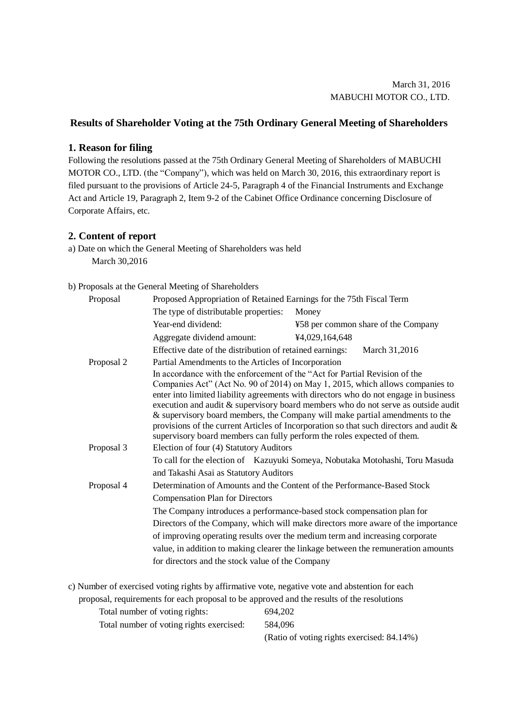March 31, 2016
MABUCHI MOTOR CO., LTD.

## Results of Shareholder Voting at the 75th Ordinary General Meeting of Shareholders

### 1. Reason for filing

Following the resolutions passed at the 75th Ordinary General Meeting of Shareholders of MABUCHI MOTOR CO., LTD. (the "Company"), which was held on March 30, 2016, this extraordinary report is filed pursuant to the provisions of Article 24-5, Paragraph 4 of the Financial Instruments and Exchange Act and Article 19, Paragraph 2, Item 9-2 of the Cabinet Office Ordinance concerning Disclosure of Corporate Affairs, etc.

### 2. Content of report

a) Date on which the General Meeting of Shareholders was held

March 30,2016

b) Proposals at the General Meeting of Shareholders

| | |
|---|---|
| Proposal | Proposed Appropriation of Retained Earnings for the 75th Fiscal Term<br>The type of distributable properties: Money<br>Year-end dividend: ¥58 per common share of the Company<br>Aggregate dividend amount: ¥4,029,164,648<br>Effective date of the distribution of retained earnings: March 31,2016 |
| Proposal 2 | Partial Amendments to the Articles of Incorporation<br>In accordance with the enforcement of the "Act for Partial Revision of the Companies Act" (Act No. 90 of 2014) on May 1, 2015, which allows companies to enter into limited liability agreements with directors who do not engage in business execution and audit & supervisory board members who do not serve as outside audit & supervisory board members, the Company will make partial amendments to the provisions of the current Articles of Incorporation so that such directors and audit & supervisory board members can fully perform the roles expected of them. |
| Proposal 3 | Election of four (4) Statutory Auditors<br>To call for the election of Kazuyuki Someya, Nobutaka Motohashi, Toru Masuda and Takashi Asai as Statutory Auditors |
| Proposal 4 | Determination of Amounts and the Content of the Performance-Based Stock Compensation Plan for Directors<br>The Company introduces a performance-based stock compensation plan for Directors of the Company, which will make directors more aware of the importance of improving operating results over the medium term and increasing corporate value, in addition to making clearer the linkage between the remuneration amounts for directors and the stock value of the Company |

c) Number of exercised voting rights by affirmative vote, negative vote and abstention for each proposal, requirements for each proposal to be approved and the results of the resolutions

Total number of voting rights: 694,202

Total number of voting rights exercised: 584,096

(Ratio of voting rights exercised: 84.14%)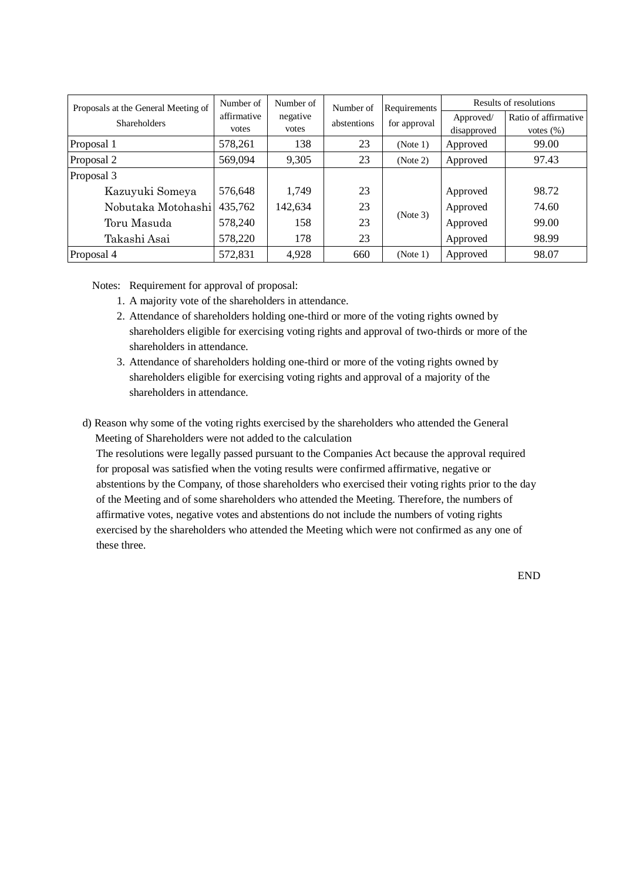| Proposals at the General Meeting of Shareholders | Number of affirmative votes | Number of negative votes | Number of abstentions | Requirements for approval | Results of resolutions | |
|---|---|---|---|---|---|---|
| | | | | | Approved/ disapproved | Ratio of affirmative votes (%) |
| Proposal 1 | 578,261 | 138 | 23 | (Note 1) | Approved | 99.00 |
| Proposal 2 | 569,094 | 9,305 | 23 | (Note 2) | Approved | 97.43 |
| Proposal 3 | | | | | | |
| Kazuyuki Someya | 576,648 | 1,749 | 23 | (Note 3) | Approved | 98.72 |
| Nobutaka Motohashi | 435,762 | 142,634 | 23 | | Approved | 74.60 |
| Toru Masuda | 578,240 | 158 | 23 | | Approved | 99.00 |
| Takashi Asai | 578,220 | 178 | 23 | | Approved | 98.99 |
| Proposal 4 | 572,831 | 4,928 | 660 | (Note 1) | Approved | 98.07 |

Notes: Requirement for approval of proposal:

1. A majority vote of the shareholders in attendance.
2. Attendance of shareholders holding one-third or more of the voting rights owned by shareholders eligible for exercising voting rights and approval of two-thirds or more of the shareholders in attendance.
3. Attendance of shareholders holding one-third or more of the voting rights owned by shareholders eligible for exercising voting rights and approval of a majority of the shareholders in attendance.

d) Reason why some of the voting rights exercised by the shareholders who attended the General Meeting of Shareholders were not added to the calculation

The resolutions were legally passed pursuant to the Companies Act because the approval required for proposal was satisfied when the voting results were confirmed affirmative, negative or abstentions by the Company, of those shareholders who exercised their voting rights prior to the day of the Meeting and of some shareholders who attended the Meeting. Therefore, the numbers of affirmative votes, negative votes and abstentions do not include the numbers of voting rights exercised by the shareholders who attended the Meeting which were not confirmed as any one of these three.

END